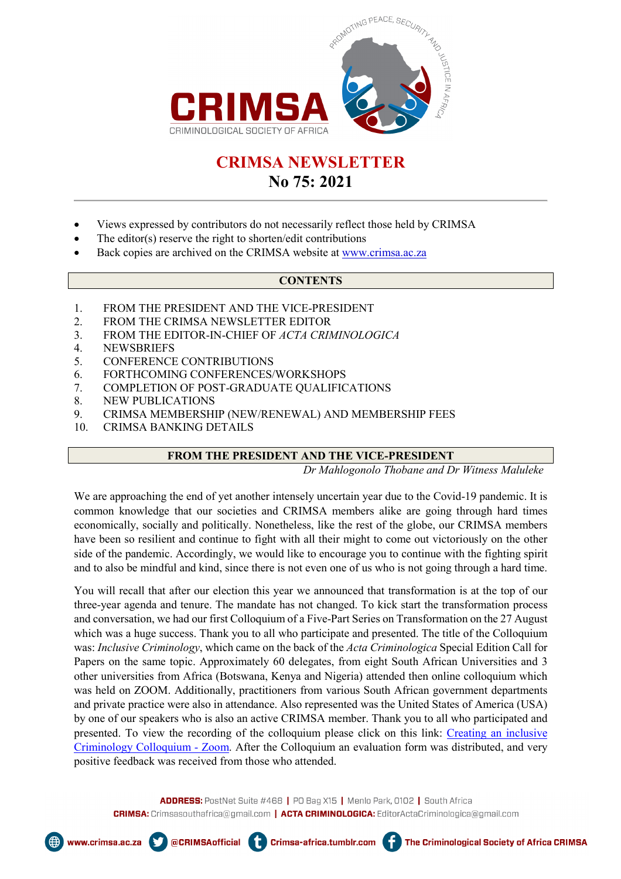# CRIMSA NEWSLETTER
## No 75: 2021

- Views expressed by contributors do not necessarily reflect those held by CRIMSA
- The editor(s) reserve the right to shorten/edit contributions
- Back copies are archived on the CRIMSA website at [www.crimsa.ac.za](www.crimsa.ac.za)

## CONTENTS

1. FROM THE PRESIDENT AND THE VICE-PRESIDENT
2. FROM THE CRIMSA NEWSLETTER EDITOR
3. FROM THE EDITOR-IN-CHIEF OF *ACTA CRIMINOLOGICA*
4. NEWSBRIEFS
5. CONFERENCE CONTRIBUTIONS
6. FORTHCOMING CONFERENCES/WORKSHOPS
7. COMPLETION OF POST-GRADUATE QUALIFICATIONS
8. NEW PUBLICATIONS
9. CRIMSA MEMBERSHIP (NEW/RENEWAL) AND MEMBERSHIP FEES
10. CRIMSA BANKING DETAILS

## FROM THE PRESIDENT AND THE VICE-PRESIDENT

*Dr Mahlogonolo Thobane and Dr Witness Maluleke*

We are approaching the end of yet another intensely uncertain year due to the Covid-19 pandemic. It is common knowledge that our societies and CRIMSA members alike are going through hard times economically, socially and politically. Nonetheless, like the rest of the globe, our CRIMSA members have been so resilient and continue to fight with all their might to come out victoriously on the other side of the pandemic. Accordingly, we would like to encourage you to continue with the fighting spirit and to also be mindful and kind, since there is not even one of us who is not going through a hard time.

You will recall that after our election this year we announced that transformation is at the top of our three-year agenda and tenure. The mandate has not changed. To kick start the transformation process and conversation, we had our first Colloquium of a Five-Part Series on Transformation on the 27 August which was a huge success. Thank you to all who participate and presented. The title of the Colloquium was: *Inclusive Criminology*, which came on the back of the *Acta Criminologica* Special Edition Call for Papers on the same topic. Approximately 60 delegates, from eight South African Universities and 3 other universities from Africa (Botswana, Kenya and Nigeria) attended then online colloquium which was held on ZOOM. Additionally, practitioners from various South African government departments and private practice were also in attendance. Also represented was the United States of America (USA) by one of our speakers who is also an active CRIMSA member. Thank you to all who participated and presented. To view the recording of the colloquium please click on this link: [Creating an inclusive Criminology Colloquium - Zoom](). After the Colloquium an evaluation form was distributed, and very positive feedback was received from those who attended.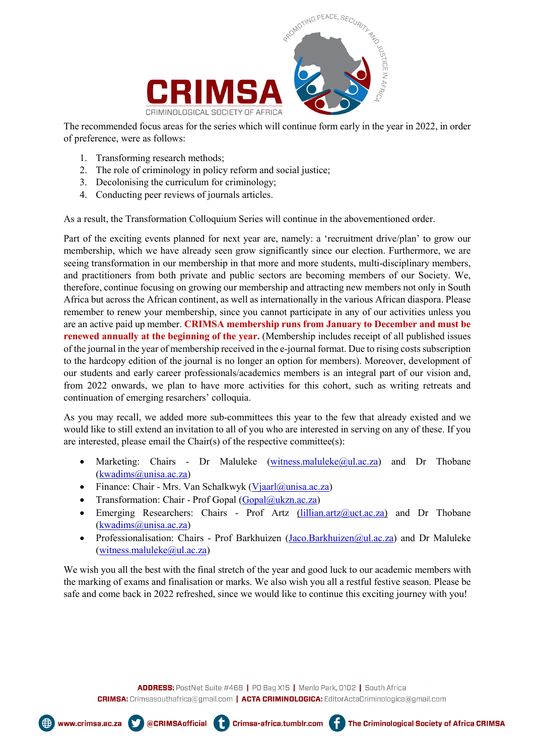The recommended focus areas for the series which will continue form early in the year in 2022, in order of preference, were as follows:

1. Transforming research methods;
2. The role of criminology in policy reform and social justice;
3. Decolonising the curriculum for criminology;
4. Conducting peer reviews of journals articles.

As a result, the Transformation Colloquium Series will continue in the abovementioned order.

Part of the exciting events planned for next year are, namely: a 'recruitment drive/plan' to grow our membership, which we have already seen grow significantly since our election. Furthermore, we are seeing transformation in our membership in that more and more students, multi-disciplinary members, and practitioners from both private and public sectors are becoming members of our Society. We, therefore, continue focusing on growing our membership and attracting new members not only in South Africa but across the African continent, as well as internationally in the various African diaspora. Please remember to renew your membership, since you cannot participate in any of our activities unless you are an active paid up member. **CRIMSA membership runs from January to December and must be renewed annually at the beginning of the year.** (Membership includes receipt of all published issues of the journal in the year of membership received in the e-journal format. Due to rising costs subscription to the hardcopy edition of the journal is no longer an option for members). Moreover, development of our students and early career professionals/academics members is an integral part of our vision and, from 2022 onwards, we plan to have more activities for this cohort, such as writing retreats and continuation of emerging resarchers' colloquia.

As you may recall, we added more sub-committees this year to the few that already existed and we would like to still extend an invitation to all of you who are interested in serving on any of these. If you are interested, please email the Chair(s) of the respective committee(s):

- Marketing: Chairs - Dr Maluleke (witness.maluleke@ul.ac.za) and Dr Thobane (kwadims@unisa.ac.za)
- Finance: Chair - Mrs. Van Schalkwyk (Vjaarl@unisa.ac.za)
- Transformation: Chair - Prof Gopal (Gopal@ukzn.ac.za)
- Emerging Researchers: Chairs - Prof Artz (lillian.artz@uct.ac.za) and Dr Thobane (kwadims@unisa.ac.za)
- Professionalisation: Chairs - Prof Barkhuizen (Jaco.Barkhuizen@ul.ac.za) and Dr Maluleke (witness.maluleke@ul.ac.za)

We wish you all the best with the final stretch of the year and good luck to our academic members with the marking of exams and finalisation or marks. We also wish you all a restful festive season. Please be safe and come back in 2022 refreshed, since we would like to continue this exciting journey with you!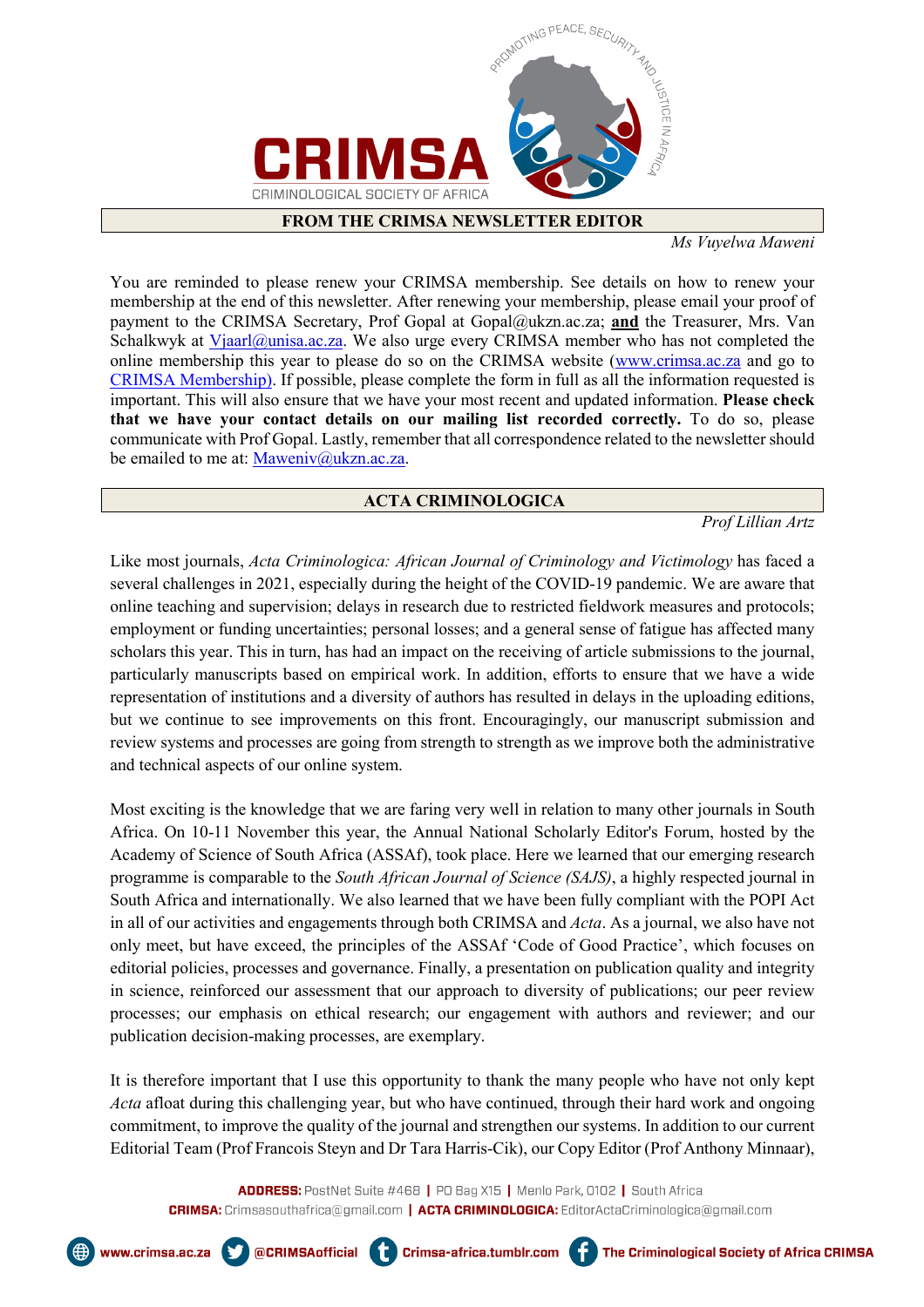## FROM THE CRIMSA NEWSLETTER EDITOR

*Ms Vuyelwa Maweni*

You are reminded to please renew your CRIMSA membership. See details on how to renew your membership at the end of this newsletter. After renewing your membership, please email your proof of payment to the CRIMSA Secretary, Prof Gopal at Gopal@ukzn.ac.za; **and** the Treasurer, Mrs. Van Schalkwyk at Vjaarl@unisa.ac.za. We also urge every CRIMSA member who has not completed the online membership this year to please do so on the CRIMSA website (www.crimsa.ac.za and go to CRIMSA Membership). If possible, please complete the form in full as all the information requested is important. This will also ensure that we have your most recent and updated information. **Please check that we have your contact details on our mailing list recorded correctly.** To do so, please communicate with Prof Gopal. Lastly, remember that all correspondence related to the newsletter should be emailed to me at: Maweniv@ukzn.ac.za.

## ACTA CRIMINOLOGICA

*Prof Lillian Artz*

Like most journals, *Acta Criminologica: African Journal of Criminology and Victimology* has faced a several challenges in 2021, especially during the height of the COVID-19 pandemic. We are aware that online teaching and supervision; delays in research due to restricted fieldwork measures and protocols; employment or funding uncertainties; personal losses; and a general sense of fatigue has affected many scholars this year. This in turn, has had an impact on the receiving of article submissions to the journal, particularly manuscripts based on empirical work. In addition, efforts to ensure that we have a wide representation of institutions and a diversity of authors has resulted in delays in the uploading editions, but we continue to see improvements on this front. Encouragingly, our manuscript submission and review systems and processes are going from strength to strength as we improve both the administrative and technical aspects of our online system.

Most exciting is the knowledge that we are faring very well in relation to many other journals in South Africa. On 10-11 November this year, the Annual National Scholarly Editor's Forum, hosted by the Academy of Science of South Africa (ASSAf), took place. Here we learned that our emerging research programme is comparable to the *South African Journal of Science (SAJS)*, a highly respected journal in South Africa and internationally. We also learned that we have been fully compliant with the POPI Act in all of our activities and engagements through both CRIMSA and *Acta*. As a journal, we also have not only meet, but have exceed, the principles of the ASSAf 'Code of Good Practice', which focuses on editorial policies, processes and governance. Finally, a presentation on publication quality and integrity in science, reinforced our assessment that our approach to diversity of publications; our peer review processes; our emphasis on ethical research; our engagement with authors and reviewer; and our publication decision-making processes, are exemplary.

It is therefore important that I use this opportunity to thank the many people who have not only kept *Acta* afloat during this challenging year, but who have continued, through their hard work and ongoing commitment, to improve the quality of the journal and strengthen our systems. In addition to our current Editorial Team (Prof Francois Steyn and Dr Tara Harris-Cik), our Copy Editor (Prof Anthony Minnaar),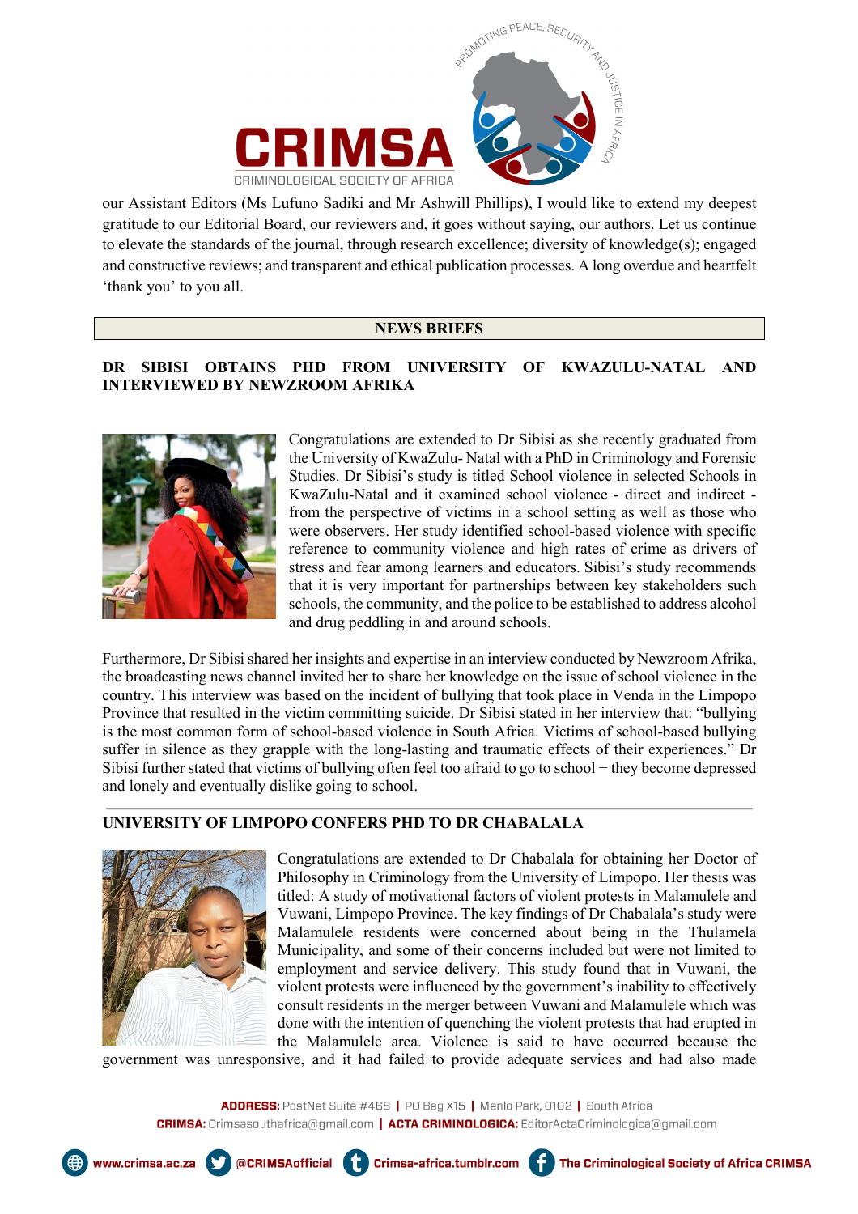our Assistant Editors (Ms Lufuno Sadiki and Mr Ashwill Phillips), I would like to extend my deepest gratitude to our Editorial Board, our reviewers and, it goes without saying, our authors. Let us continue to elevate the standards of the journal, through research excellence; diversity of knowledge(s); engaged and constructive reviews; and transparent and ethical publication processes. A long overdue and heartfelt 'thank you' to you all.

## NEWS BRIEFS

### DR SIBISI OBTAINS PHD FROM UNIVERSITY OF KWAZULU-NATAL AND INTERVIEWED BY NEWZROOM AFRIKA

Congratulations are extended to Dr Sibisi as she recently graduated from the University of KwaZulu- Natal with a PhD in Criminology and Forensic Studies. Dr Sibisi's study is titled School violence in selected Schools in KwaZulu-Natal and it examined school violence - direct and indirect - from the perspective of victims in a school setting as well as those who were observers. Her study identified school-based violence with specific reference to community violence and high rates of crime as drivers of stress and fear among learners and educators. Sibisi's study recommends that it is very important for partnerships between key stakeholders such schools, the community, and the police to be established to address alcohol and drug peddling in and around schools.

Furthermore, Dr Sibisi shared her insights and expertise in an interview conducted by Newzroom Afrika, the broadcasting news channel invited her to share her knowledge on the issue of school violence in the country. This interview was based on the incident of bullying that took place in Venda in the Limpopo Province that resulted in the victim committing suicide. Dr Sibisi stated in her interview that: "bullying is the most common form of school-based violence in South Africa. Victims of school-based bullying suffer in silence as they grapple with the long-lasting and traumatic effects of their experiences." Dr Sibisi further stated that victims of bullying often feel too afraid to go to school − they become depressed and lonely and eventually dislike going to school.

### UNIVERSITY OF LIMPOPO CONFERS PHD TO DR CHABALALA

Congratulations are extended to Dr Chabalala for obtaining her Doctor of Philosophy in Criminology from the University of Limpopo. Her thesis was titled: A study of motivational factors of violent protests in Malamulele and Vuwani, Limpopo Province. The key findings of Dr Chabalala's study were Malamulele residents were concerned about being in the Thulamela Municipality, and some of their concerns included but were not limited to employment and service delivery. This study found that in Vuwani, the violent protests were influenced by the government's inability to effectively consult residents in the merger between Vuwani and Malamulele which was done with the intention of quenching the violent protests that had erupted in the Malamulele area. Violence is said to have occurred because the government was unresponsive, and it had failed to provide adequate services and had also made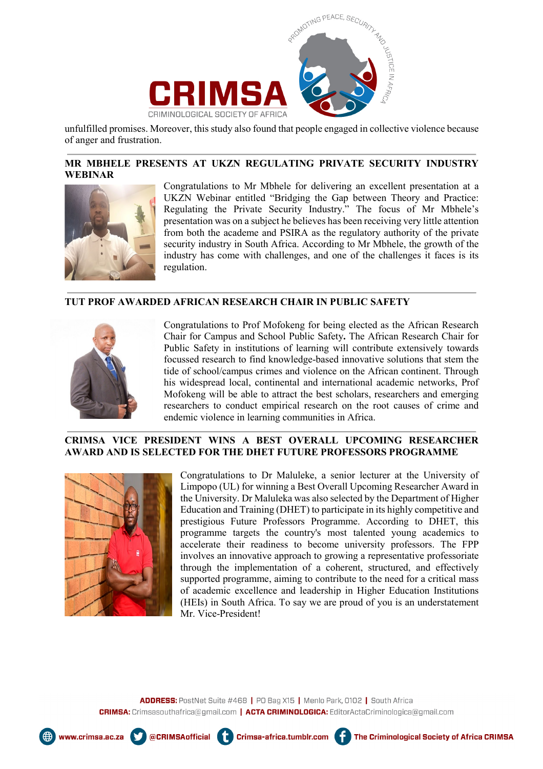unfulfilled promises. Moreover, this study also found that people engaged in collective violence because of anger and frustration.

---

## MR MBHELE PRESENTS AT UKZN REGULATING PRIVATE SECURITY INDUSTRY WEBINAR

Congratulations to Mr Mbhele for delivering an excellent presentation at a UKZN Webinar entitled "Bridging the Gap between Theory and Practice: Regulating the Private Security Industry." The focus of Mr Mbhele's presentation was on a subject he believes has been receiving very little attention from both the academe and PSIRA as the regulatory authority of the private security industry in South Africa. According to Mr Mbhele, the growth of the industry has come with challenges, and one of the challenges it faces is its regulation.

---

## TUT PROF AWARDED AFRICAN RESEARCH CHAIR IN PUBLIC SAFETY

Congratulations to Prof Mofokeng for being elected as the African Research Chair for Campus and School Public Safety**.** The African Research Chair for Public Safety in institutions of learning will contribute extensively towards focussed research to find knowledge-based innovative solutions that stem the tide of school/campus crimes and violence on the African continent. Through his widespread local, continental and international academic networks, Prof Mofokeng will be able to attract the best scholars, researchers and emerging researchers to conduct empirical research on the root causes of crime and endemic violence in learning communities in Africa.

---

## CRIMSA VICE PRESIDENT WINS A BEST OVERALL UPCOMING RESEARCHER AWARD AND IS SELECTED FOR THE DHET FUTURE PROFESSORS PROGRAMME

Congratulations to Dr Maluleke, a senior lecturer at the University of Limpopo (UL) for winning a Best Overall Upcoming Researcher Award in the University. Dr Maluleka was also selected by the Department of Higher Education and Training (DHET) to participate in its highly competitive and prestigious Future Professors Programme. According to DHET, this programme targets the country's most talented young academics to accelerate their readiness to become university professors. The FPP involves an innovative approach to growing a representative professoriate through the implementation of a coherent, structured, and effectively supported programme, aiming to contribute to the need for a critical mass of academic excellence and leadership in Higher Education Institutions (HEIs) in South Africa. To say we are proud of you is an understatement Mr. Vice-President!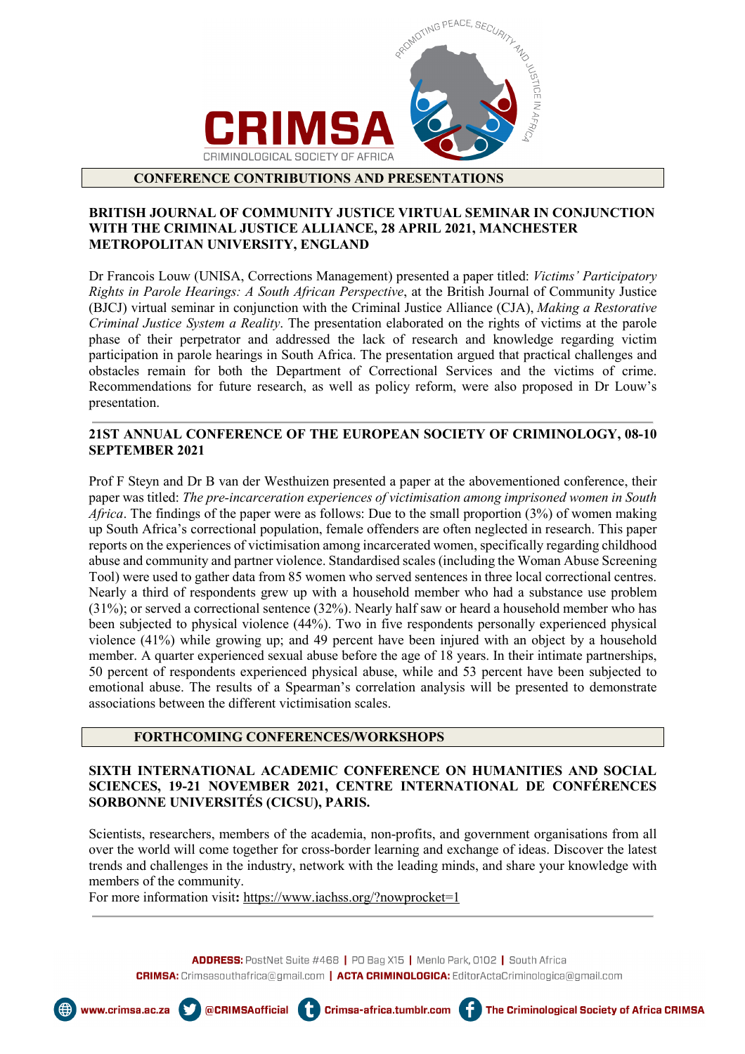## CONFERENCE CONTRIBUTIONS AND PRESENTATIONS

### BRITISH JOURNAL OF COMMUNITY JUSTICE VIRTUAL SEMINAR IN CONJUNCTION WITH THE CRIMINAL JUSTICE ALLIANCE, 28 APRIL 2021, MANCHESTER METROPOLITAN UNIVERSITY, ENGLAND

Dr Francois Louw (UNISA, Corrections Management) presented a paper titled: *Victims' Participatory Rights in Parole Hearings: A South African Perspective*, at the British Journal of Community Justice (BJCJ) virtual seminar in conjunction with the Criminal Justice Alliance (CJA), *Making a Restorative Criminal Justice System a Reality*. The presentation elaborated on the rights of victims at the parole phase of their perpetrator and addressed the lack of research and knowledge regarding victim participation in parole hearings in South Africa. The presentation argued that practical challenges and obstacles remain for both the Department of Correctional Services and the victims of crime. Recommendations for future research, as well as policy reform, were also proposed in Dr Louw's presentation.

---

### 21ST ANNUAL CONFERENCE OF THE EUROPEAN SOCIETY OF CRIMINOLOGY, 08-10 SEPTEMBER 2021

Prof F Steyn and Dr B van der Westhuizen presented a paper at the abovementioned conference, their paper was titled: *The pre-incarceration experiences of victimisation among imprisoned women in South Africa*. The findings of the paper were as follows: Due to the small proportion (3%) of women making up South Africa's correctional population, female offenders are often neglected in research. This paper reports on the experiences of victimisation among incarcerated women, specifically regarding childhood abuse and community and partner violence. Standardised scales (including the Woman Abuse Screening Tool) were used to gather data from 85 women who served sentences in three local correctional centres. Nearly a third of respondents grew up with a household member who had a substance use problem (31%); or served a correctional sentence (32%). Nearly half saw or heard a household member who has been subjected to physical violence (44%). Two in five respondents personally experienced physical violence (41%) while growing up; and 49 percent have been injured with an object by a household member. A quarter experienced sexual abuse before the age of 18 years. In their intimate partnerships, 50 percent of respondents experienced physical abuse, while and 53 percent have been subjected to emotional abuse. The results of a Spearman's correlation analysis will be presented to demonstrate associations between the different victimisation scales.

## FORTHCOMING CONFERENCES/WORKSHOPS

### SIXTH INTERNATIONAL ACADEMIC CONFERENCE ON HUMANITIES AND SOCIAL SCIENCES, 19-21 NOVEMBER 2021, CENTRE INTERNATIONAL DE CONFÉRENCES SORBONNE UNIVERSITÉS (CICSU), PARIS.

Scientists, researchers, members of the academia, non-profits, and government organisations from all over the world will come together for cross-border learning and exchange of ideas. Discover the latest trends and challenges in the industry, network with the leading minds, and share your knowledge with members of the community.

For more information visit**:** https://www.iachss.org/?nowprocket=1

---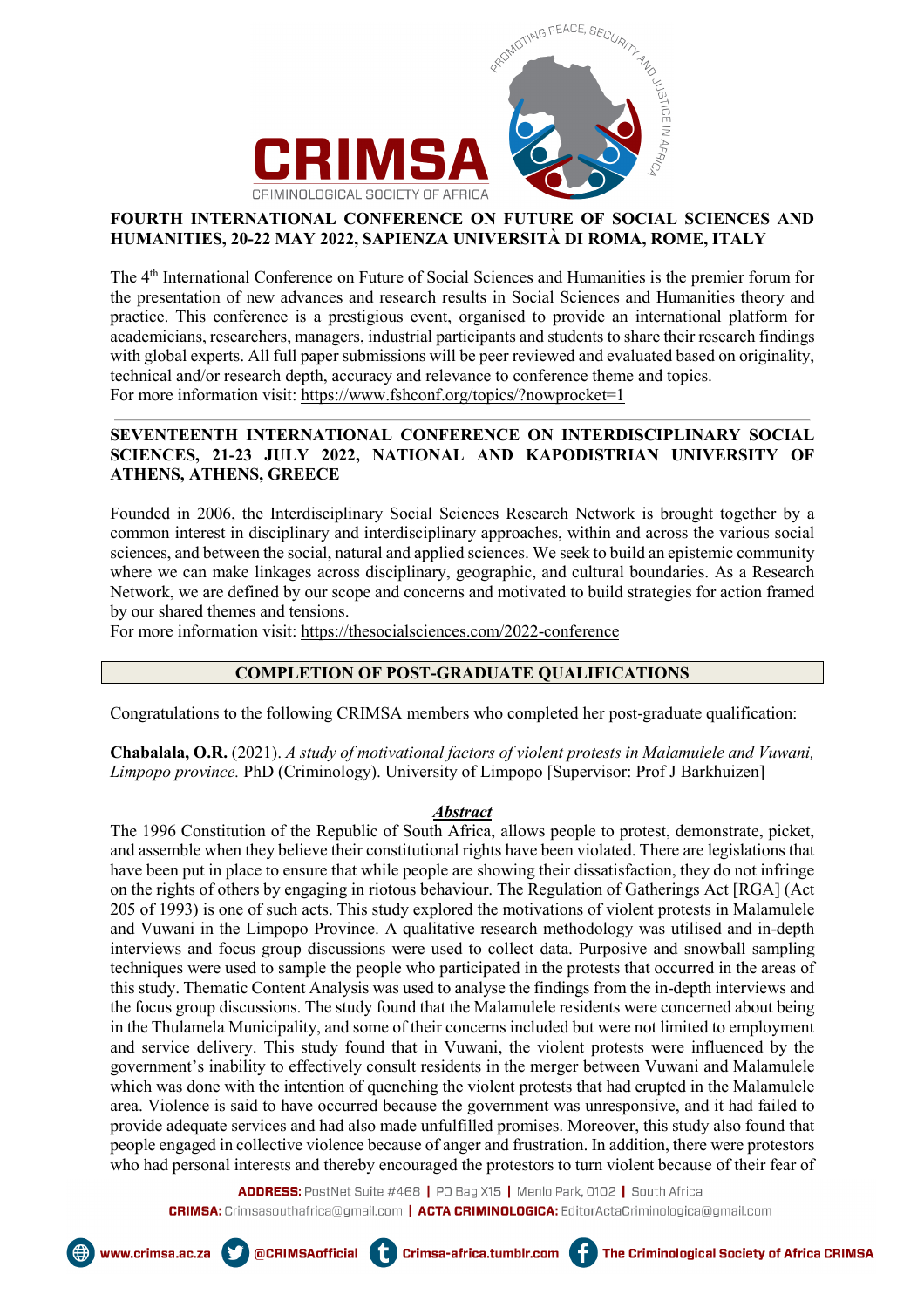## FOURTH INTERNATIONAL CONFERENCE ON FUTURE OF SOCIAL SCIENCES AND HUMANITIES, 20-22 MAY 2022, SAPIENZA UNIVERSITÀ DI ROMA, ROME, ITALY

The 4th International Conference on Future of Social Sciences and Humanities is the premier forum for the presentation of new advances and research results in Social Sciences and Humanities theory and practice. This conference is a prestigious event, organised to provide an international platform for academicians, researchers, managers, industrial participants and students to share their research findings with global experts. All full paper submissions will be peer reviewed and evaluated based on originality, technical and/or research depth, accuracy and relevance to conference theme and topics.
For more information visit: https://www.fshconf.org/topics/?nowprocket=1

## SEVENTEENTH INTERNATIONAL CONFERENCE ON INTERDISCIPLINARY SOCIAL SCIENCES, 21-23 JULY 2022, NATIONAL AND KAPODISTRIAN UNIVERSITY OF ATHENS, ATHENS, GREECE

Founded in 2006, the Interdisciplinary Social Sciences Research Network is brought together by a common interest in disciplinary and interdisciplinary approaches, within and across the various social sciences, and between the social, natural and applied sciences. We seek to build an epistemic community where we can make linkages across disciplinary, geographic, and cultural boundaries. As a Research Network, we are defined by our scope and concerns and motivated to build strategies for action framed by our shared themes and tensions.
For more information visit: https://thesocialsciences.com/2022-conference

## COMPLETION OF POST-GRADUATE QUALIFICATIONS

Congratulations to the following CRIMSA members who completed her post-graduate qualification:

**Chabalala, O.R.** (2021). *A study of motivational factors of violent protests in Malamulele and Vuwani, Limpopo province.* PhD (Criminology). University of Limpopo [Supervisor: Prof J Barkhuizen]

***Abstract***

The 1996 Constitution of the Republic of South Africa, allows people to protest, demonstrate, picket, and assemble when they believe their constitutional rights have been violated. There are legislations that have been put in place to ensure that while people are showing their dissatisfaction, they do not infringe on the rights of others by engaging in riotous behaviour. The Regulation of Gatherings Act [RGA] (Act 205 of 1993) is one of such acts. This study explored the motivations of violent protests in Malamulele and Vuwani in the Limpopo Province. A qualitative research methodology was utilised and in-depth interviews and focus group discussions were used to collect data. Purposive and snowball sampling techniques were used to sample the people who participated in the protests that occurred in the areas of this study. Thematic Content Analysis was used to analyse the findings from the in-depth interviews and the focus group discussions. The study found that the Malamulele residents were concerned about being in the Thulamela Municipality, and some of their concerns included but were not limited to employment and service delivery. This study found that in Vuwani, the violent protests were influenced by the government's inability to effectively consult residents in the merger between Vuwani and Malamulele which was done with the intention of quenching the violent protests that had erupted in the Malamulele area. Violence is said to have occurred because the government was unresponsive, and it had failed to provide adequate services and had also made unfulfilled promises. Moreover, this study also found that people engaged in collective violence because of anger and frustration. In addition, there were protestors who had personal interests and thereby encouraged the protestors to turn violent because of their fear of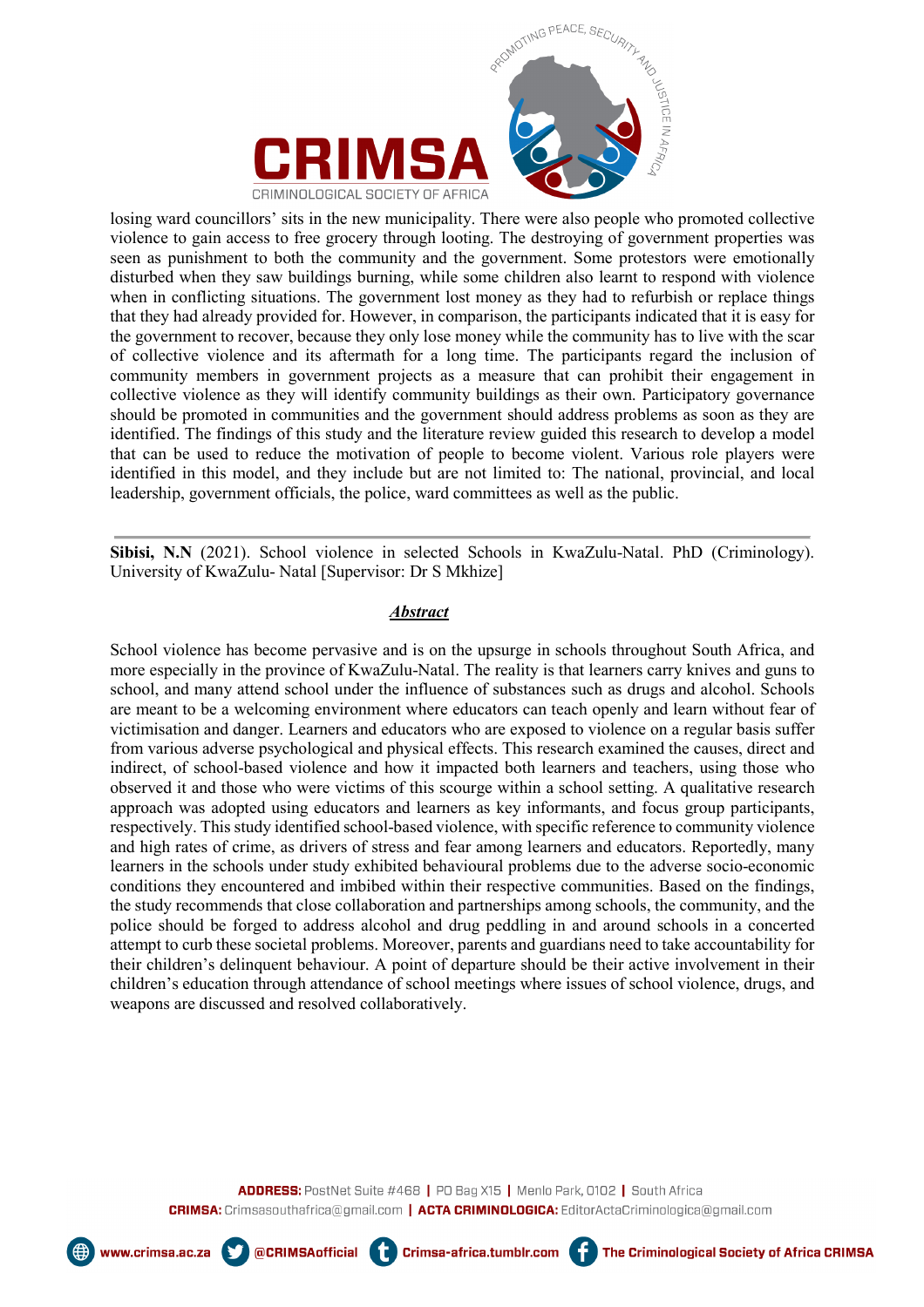losing ward councillors' sits in the new municipality. There were also people who promoted collective violence to gain access to free grocery through looting. The destroying of government properties was seen as punishment to both the community and the government. Some protestors were emotionally disturbed when they saw buildings burning, while some children also learnt to respond with violence when in conflicting situations. The government lost money as they had to refurbish or replace things that they had already provided for. However, in comparison, the participants indicated that it is easy for the government to recover, because they only lose money while the community has to live with the scar of collective violence and its aftermath for a long time. The participants regard the inclusion of community members in government projects as a measure that can prohibit their engagement in collective violence as they will identify community buildings as their own. Participatory governance should be promoted in communities and the government should address problems as soon as they are identified. The findings of this study and the literature review guided this research to develop a model that can be used to reduce the motivation of people to become violent. Various role players were identified in this model, and they include but are not limited to: The national, provincial, and local leadership, government officials, the police, ward committees as well as the public.

---

**Sibisi, N.N** (2021). School violence in selected Schools in KwaZulu-Natal. PhD (Criminology). University of KwaZulu- Natal [Supervisor: Dr S Mkhize]

***Abstract***

School violence has become pervasive and is on the upsurge in schools throughout South Africa, and more especially in the province of KwaZulu-Natal. The reality is that learners carry knives and guns to school, and many attend school under the influence of substances such as drugs and alcohol. Schools are meant to be a welcoming environment where educators can teach openly and learn without fear of victimisation and danger. Learners and educators who are exposed to violence on a regular basis suffer from various adverse psychological and physical effects. This research examined the causes, direct and indirect, of school-based violence and how it impacted both learners and teachers, using those who observed it and those who were victims of this scourge within a school setting. A qualitative research approach was adopted using educators and learners as key informants, and focus group participants, respectively. This study identified school-based violence, with specific reference to community violence and high rates of crime, as drivers of stress and fear among learners and educators. Reportedly, many learners in the schools under study exhibited behavioural problems due to the adverse socio-economic conditions they encountered and imbibed within their respective communities. Based on the findings, the study recommends that close collaboration and partnerships among schools, the community, and the police should be forged to address alcohol and drug peddling in and around schools in a concerted attempt to curb these societal problems. Moreover, parents and guardians need to take accountability for their children's delinquent behaviour. A point of departure should be their active involvement in their children's education through attendance of school meetings where issues of school violence, drugs, and weapons are discussed and resolved collaboratively.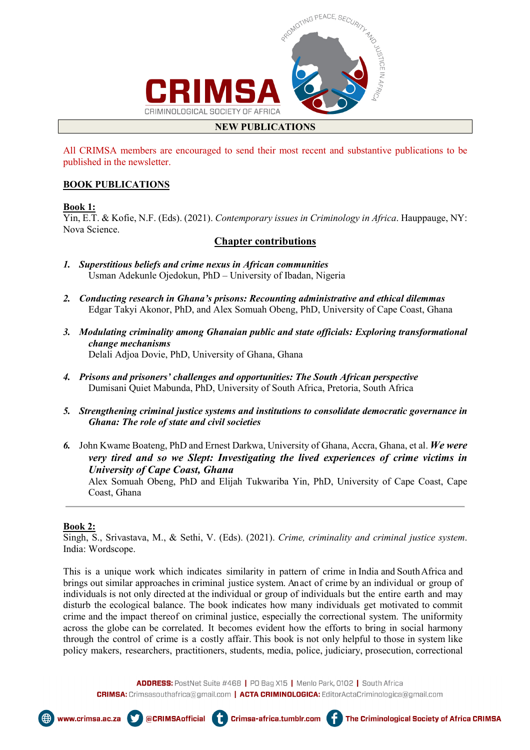**NEW PUBLICATIONS**

All CRIMSA members are encouraged to send their most recent and substantive publications to be published in the newsletter.

**BOOK PUBLICATIONS**

**Book 1:**
Yin, E.T. & Kofie, N.F. (Eds). (2021). *Contemporary issues in Criminology in Africa*. Hauppauge, NY: Nova Science.

**Chapter contributions**

1. ***Superstitious beliefs and crime nexus in African communities***
   Usman Adekunle Ojedokun, PhD – University of Ibadan, Nigeria

2. ***Conducting research in Ghana's prisons: Recounting administrative and ethical dilemmas***
   Edgar Takyi Akonor, PhD, and Alex Somuah Obeng, PhD, University of Cape Coast, Ghana

3. ***Modulating criminality among Ghanaian public and state officials: Exploring transformational change mechanisms***
   Delali Adjoa Dovie, PhD, University of Ghana, Ghana

4. ***Prisons and prisoners' challenges and opportunities: The South African perspective***
   Dumisani Quiet Mabunda, PhD, University of South Africa, Pretoria, South Africa

5. ***Strengthening criminal justice systems and institutions to consolidate democratic governance in Ghana: The role of state and civil societies***

6. John Kwame Boateng, PhD and Ernest Darkwa, University of Ghana, Accra, Ghana, et al. ***We were very tired and so we Slept: Investigating the lived experiences of crime victims in University of Cape Coast, Ghana***
   Alex Somuah Obeng, PhD and Elijah Tukwariba Yin, PhD, University of Cape Coast, Cape Coast, Ghana

---

**Book 2:**
Singh, S., Srivastava, M., & Sethi, V. (Eds). (2021). *Crime, criminality and criminal justice system*. India: Wordscope.

This is a unique work which indicates similarity in pattern of crime in India and South Africa and brings out similar approaches in criminal justice system. An act of crime by an individual or group of individuals is not only directed at the individual or group of individuals but the entire earth and may disturb the ecological balance. The book indicates how many individuals get motivated to commit crime and the impact thereof on criminal justice, especially the correctional system. The uniformity across the globe can be correlated. It becomes evident how the efforts to bring in social harmony through the control of crime is a costly affair. This book is not only helpful to those in system like policy makers, researchers, practitioners, students, media, police, judiciary, prosecution, correctional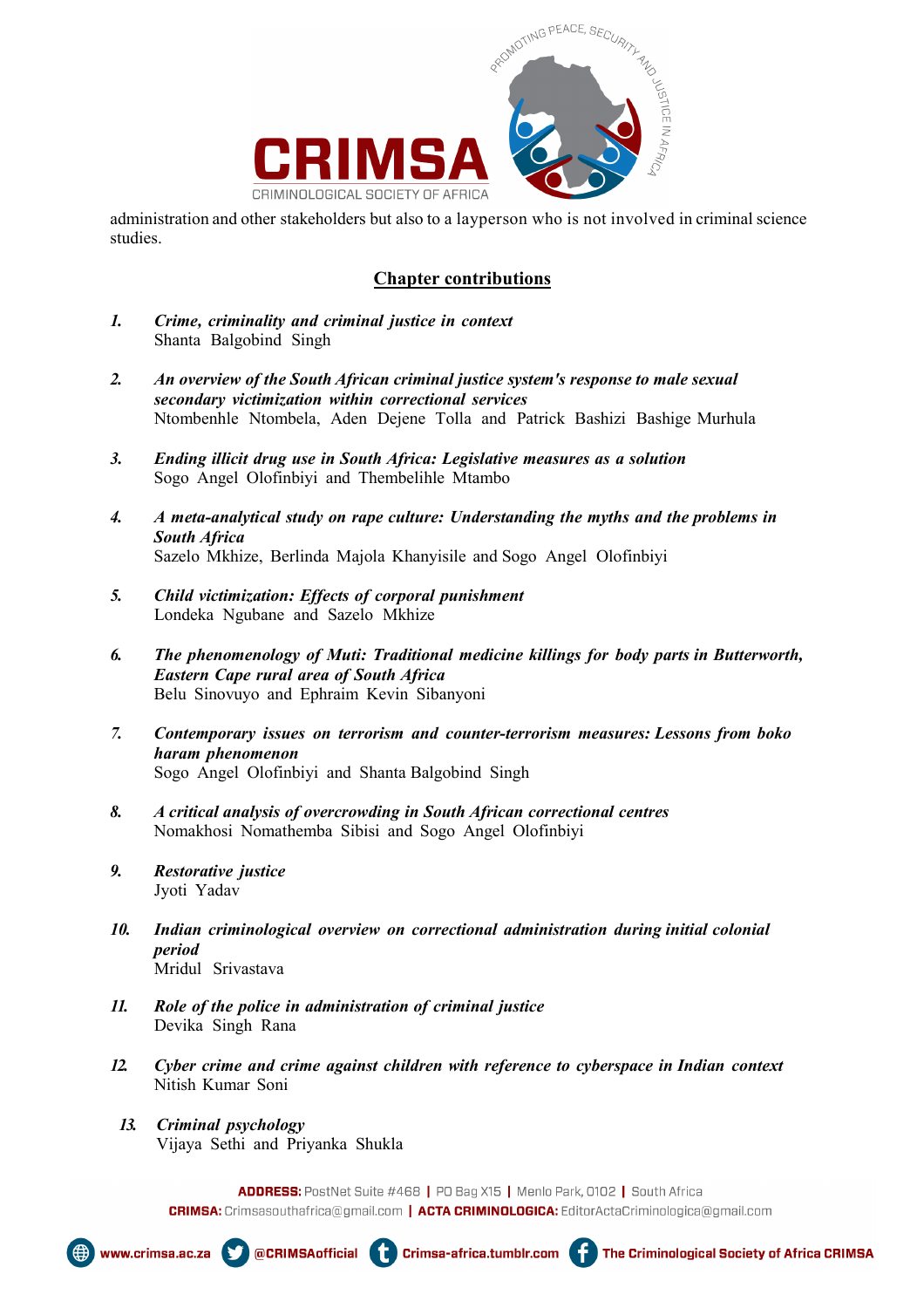administration and other stakeholders but also to a layperson who is not involved in criminal science studies.

## Chapter contributions

1. ***Crime, criminality and criminal justice in context***
   Shanta Balgobind Singh

2. ***An overview of the South African criminal justice system's response to male sexual secondary victimization within correctional services***
   Ntombenhle Ntombela, Aden Dejene Tolla and Patrick Bashizi Bashige Murhula

3. ***Ending illicit drug use in South Africa: Legislative measures as a solution***
   Sogo Angel Olofinbiyi and Thembelihle Mtambo

4. ***A meta-analytical study on rape culture: Understanding the myths and the problems in South Africa***
   Sazelo Mkhize, Berlinda Majola Khanyisile and Sogo Angel Olofinbiyi

5. ***Child victimization: Effects of corporal punishment***
   Londeka Ngubane and Sazelo Mkhize

6. ***The phenomenology of Muti: Traditional medicine killings for body parts in Butterworth, Eastern Cape rural area of South Africa***
   Belu Sinovuyo and Ephraim Kevin Sibanyoni

7. ***Contemporary issues on terrorism and counter-terrorism measures: Lessons from boko haram phenomenon***
   Sogo Angel Olofinbiyi and Shanta Balgobind Singh

8. ***A critical analysis of overcrowding in South African correctional centres***
   Nomakhosi Nomathemba Sibisi and Sogo Angel Olofinbiyi

9. ***Restorative justice***
   Jyoti Yadav

10. ***Indian criminological overview on correctional administration during initial colonial period***
    Mridul Srivastava

11. ***Role of the police in administration of criminal justice***
    Devika Singh Rana

12. ***Cyber crime and crime against children with reference to cyberspace in Indian context***
    Nitish Kumar Soni

13. ***Criminal psychology***
    Vijaya Sethi and Priyanka Shukla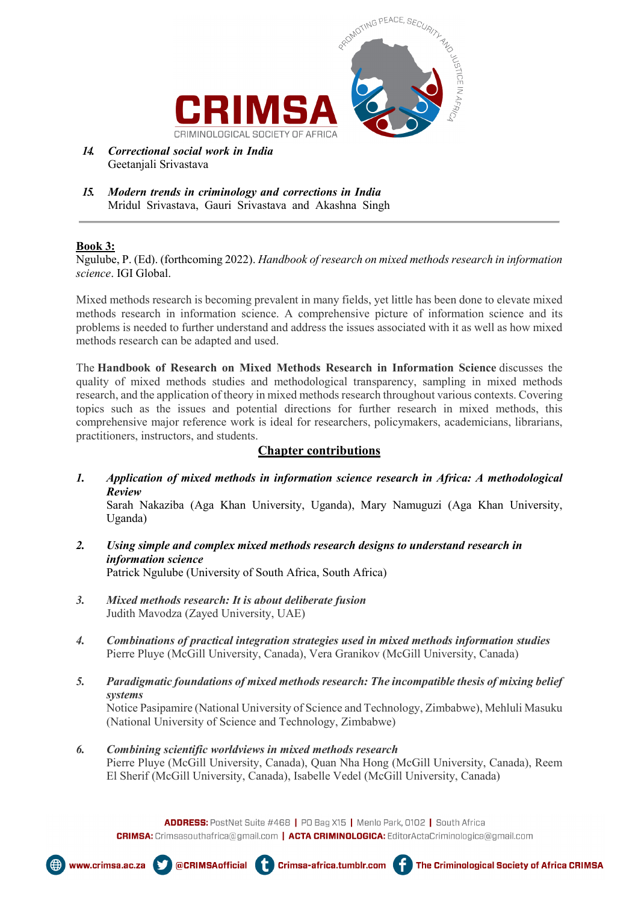14. ***Correctional social work in India***
    Geetanjali Srivastava

15. ***Modern trends in criminology and corrections in India***
    Mridul Srivastava, Gauri Srivastava and Akashna Singh

---

**Book 3:**
Ngulube, P. (Ed). (forthcoming 2022). *Handbook of research on mixed methods research in information science*. IGI Global.

Mixed methods research is becoming prevalent in many fields, yet little has been done to elevate mixed methods research in information science. A comprehensive picture of information science and its problems is needed to further understand and address the issues associated with it as well as how mixed methods research can be adapted and used.

The **Handbook of Research on Mixed Methods Research in Information Science** discusses the quality of mixed methods studies and methodological transparency, sampling in mixed methods research, and the application of theory in mixed methods research throughout various contexts. Covering topics such as the issues and potential directions for further research in mixed methods, this comprehensive major reference work is ideal for researchers, policymakers, academicians, librarians, practitioners, instructors, and students.

## Chapter contributions

1. ***Application of mixed methods in information science research in Africa: A methodological Review***
   Sarah Nakaziba (Aga Khan University, Uganda), Mary Namuguzi (Aga Khan University, Uganda)

2. ***Using simple and complex mixed methods research designs to understand research in information science***
   Patrick Ngulube (University of South Africa, South Africa)

3. ***Mixed methods research: It is about deliberate fusion***
   Judith Mavodza (Zayed University, UAE)

4. ***Combinations of practical integration strategies used in mixed methods information studies***
   Pierre Pluye (McGill University, Canada), Vera Granikov (McGill University, Canada)

5. ***Paradigmatic foundations of mixed methods research: The incompatible thesis of mixing belief systems***
   Notice Pasipamire (National University of Science and Technology, Zimbabwe), Mehluli Masuku (National University of Science and Technology, Zimbabwe)

6. ***Combining scientific worldviews in mixed methods research***
   Pierre Pluye (McGill University, Canada), Quan Nha Hong (McGill University, Canada), Reem El Sherif (McGill University, Canada), Isabelle Vedel (McGill University, Canada)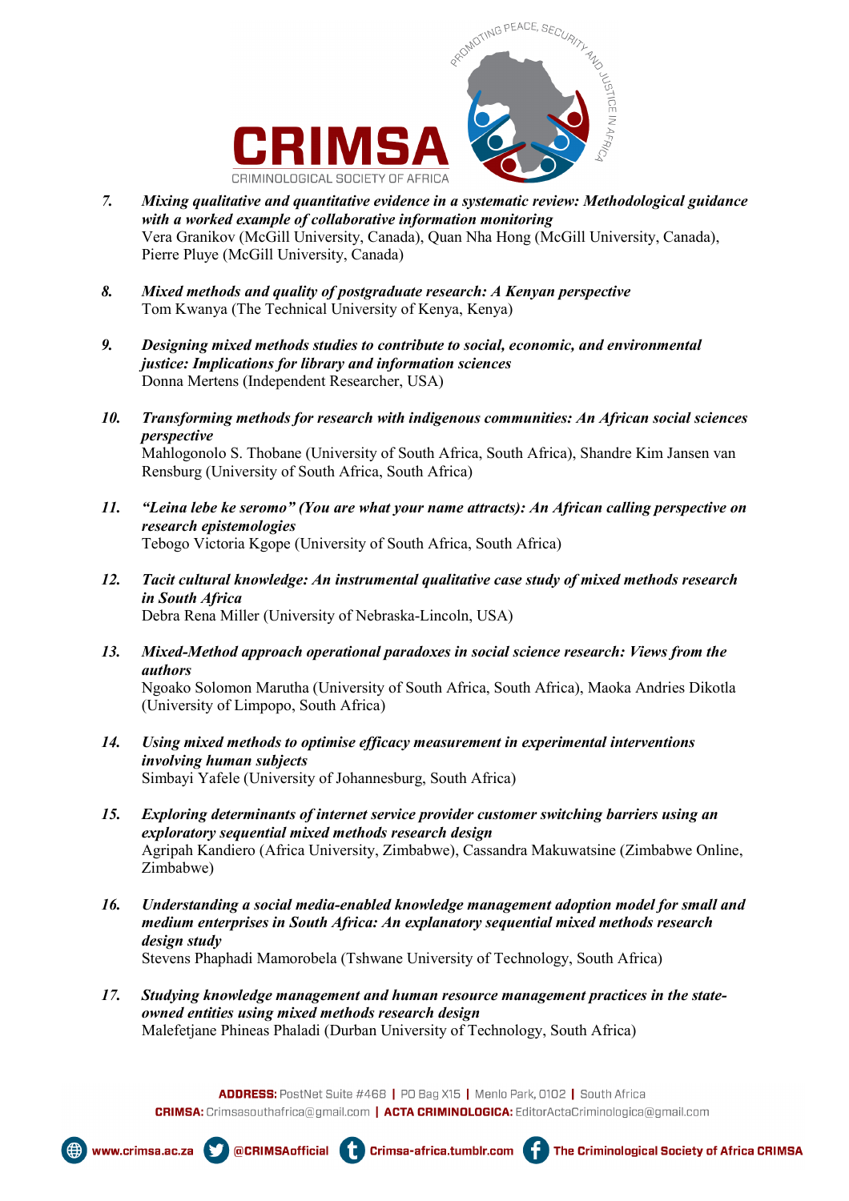7. ***Mixing qualitative and quantitative evidence in a systematic review: Methodological guidance with a worked example of collaborative information monitoring***
   Vera Granikov (McGill University, Canada), Quan Nha Hong (McGill University, Canada), Pierre Pluye (McGill University, Canada)

8. ***Mixed methods and quality of postgraduate research: A Kenyan perspective***
   Tom Kwanya (The Technical University of Kenya, Kenya)

9. ***Designing mixed methods studies to contribute to social, economic, and environmental justice: Implications for library and information sciences***
   Donna Mertens (Independent Researcher, USA)

10. ***Transforming methods for research with indigenous communities: An African social sciences perspective***
    Mahlogonolo S. Thobane (University of South Africa, South Africa), Shandre Kim Jansen van Rensburg (University of South Africa, South Africa)

11. ***"Leina lebe ke seromo" (You are what your name attracts): An African calling perspective on research epistemologies***
    Tebogo Victoria Kgope (University of South Africa, South Africa)

12. ***Tacit cultural knowledge: An instrumental qualitative case study of mixed methods research in South Africa***
    Debra Rena Miller (University of Nebraska-Lincoln, USA)

13. ***Mixed-Method approach operational paradoxes in social science research: Views from the authors***
    Ngoako Solomon Marutha (University of South Africa, South Africa), Maoka Andries Dikotla (University of Limpopo, South Africa)

14. ***Using mixed methods to optimise efficacy measurement in experimental interventions involving human subjects***
    Simbayi Yafele (University of Johannesburg, South Africa)

15. ***Exploring determinants of internet service provider customer switching barriers using an exploratory sequential mixed methods research design***
    Agripah Kandiero (Africa University, Zimbabwe), Cassandra Makuwatsine (Zimbabwe Online, Zimbabwe)

16. ***Understanding a social media-enabled knowledge management adoption model for small and medium enterprises in South Africa: An explanatory sequential mixed methods research design study***
    Stevens Phaphadi Mamorobela (Tshwane University of Technology, South Africa)

17. ***Studying knowledge management and human resource management practices in the state-owned entities using mixed methods research design***
    Malefetjane Phineas Phaladi (Durban University of Technology, South Africa)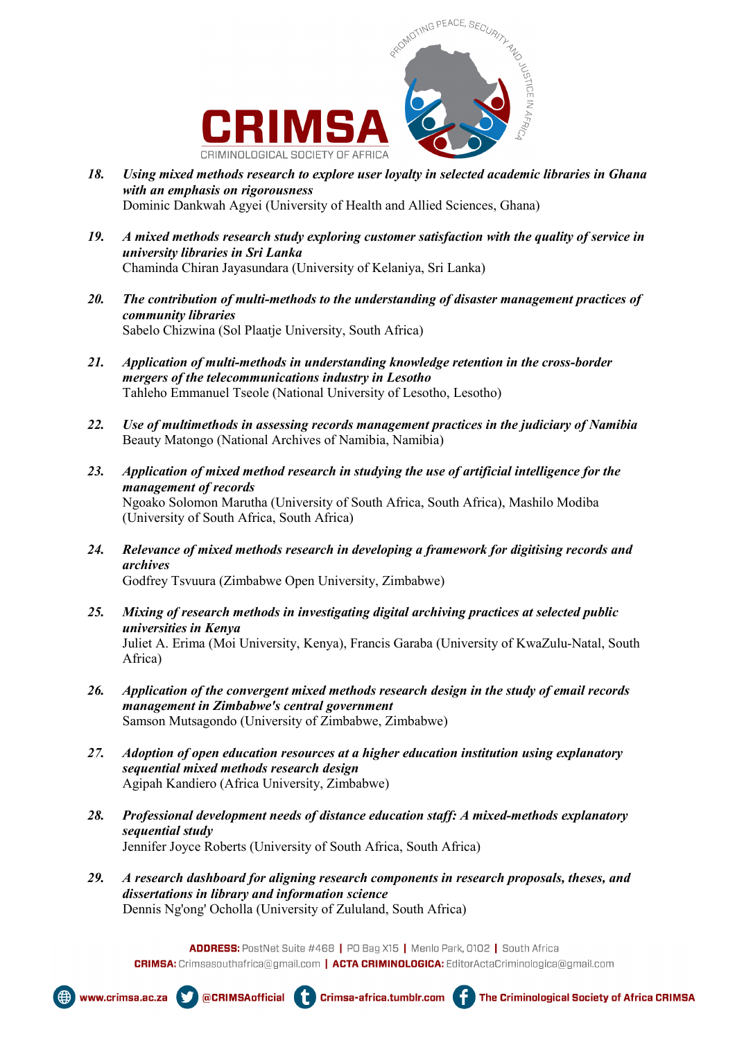18. ***Using mixed methods research to explore user loyalty in selected academic libraries in Ghana with an emphasis on rigorousness***
    Dominic Dankwah Agyei (University of Health and Allied Sciences, Ghana)

19. ***A mixed methods research study exploring customer satisfaction with the quality of service in university libraries in Sri Lanka***
    Chaminda Chiran Jayasundara (University of Kelaniya, Sri Lanka)

20. ***The contribution of multi-methods to the understanding of disaster management practices of community libraries***
    Sabelo Chizwina (Sol Plaatje University, South Africa)

21. ***Application of multi-methods in understanding knowledge retention in the cross-border mergers of the telecommunications industry in Lesotho***
    Tahleho Emmanuel Tseole (National University of Lesotho, Lesotho)

22. ***Use of multimethods in assessing records management practices in the judiciary of Namibia***
    Beauty Matongo (National Archives of Namibia, Namibia)

23. ***Application of mixed method research in studying the use of artificial intelligence for the management of records***
    Ngoako Solomon Marutha (University of South Africa, South Africa), Mashilo Modiba (University of South Africa, South Africa)

24. ***Relevance of mixed methods research in developing a framework for digitising records and archives***
    Godfrey Tsvuura (Zimbabwe Open University, Zimbabwe)

25. ***Mixing of research methods in investigating digital archiving practices at selected public universities in Kenya***
    Juliet A. Erima (Moi University, Kenya), Francis Garaba (University of KwaZulu-Natal, South Africa)

26. ***Application of the convergent mixed methods research design in the study of email records management in Zimbabwe's central government***
    Samson Mutsagondo (University of Zimbabwe, Zimbabwe)

27. ***Adoption of open education resources at a higher education institution using explanatory sequential mixed methods research design***
    Agipah Kandiero (Africa University, Zimbabwe)

28. ***Professional development needs of distance education staff: A mixed-methods explanatory sequential study***
    Jennifer Joyce Roberts (University of South Africa, South Africa)

29. ***A research dashboard for aligning research components in research proposals, theses, and dissertations in library and information science***
    Dennis Ng'ong' Ocholla (University of Zululand, South Africa)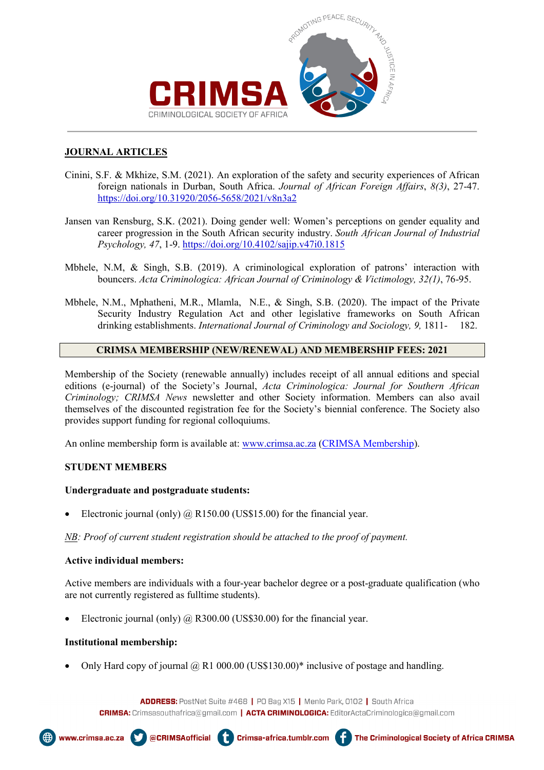## JOURNAL ARTICLES

Cinini, S.F. & Mkhize, S.M. (2021). An exploration of the safety and security experiences of African foreign nationals in Durban, South Africa. *Journal of African Foreign Affairs*, *8(3)*, 27-47. https://doi.org/10.31920/2056-5658/2021/v8n3a2

Jansen van Rensburg, S.K. (2021). Doing gender well: Women's perceptions on gender equality and career progression in the South African security industry. *South African Journal of Industrial Psychology, 47*, 1-9. https://doi.org/10.4102/sajip.v47i0.1815

Mbhele, N.M, & Singh, S.B. (2019). A criminological exploration of patrons' interaction with bouncers. *Acta Criminologica: African Journal of Criminology & Victimology, 32(1)*, 76-95.

Mbhele, N.M., Mphatheni, M.R., Mlamla, N.E., & Singh, S.B. (2020). The impact of the Private Security Industry Regulation Act and other legislative frameworks on South African drinking establishments. *International Journal of Criminology and Sociology, 9,* 1811- 182.

## CRIMSA MEMBERSHIP (NEW/RENEWAL) AND MEMBERSHIP FEES: 2021

Membership of the Society (renewable annually) includes receipt of all annual editions and special editions (e-journal) of the Society's Journal, *Acta Criminologica: Journal for Southern African Criminology; CRIMSA News* newsletter and other Society information. Members can also avail themselves of the discounted registration fee for the Society's biennial conference. The Society also provides support funding for regional colloquiums.

An online membership form is available at: www.crimsa.ac.za (CRIMSA Membership).

### STUDENT MEMBERS

**Undergraduate and postgraduate students:**

- Electronic journal (only) @ R150.00 (US$15.00) for the financial year.

*NB: Proof of current student registration should be attached to the proof of payment.*

**Active individual members:**

Active members are individuals with a four-year bachelor degree or a post-graduate qualification (who are not currently registered as fulltime students).

- Electronic journal (only) @ R300.00 (US$30.00) for the financial year.

**Institutional membership:**

- Only Hard copy of journal @ R1 000.00 (US$130.00)* inclusive of postage and handling.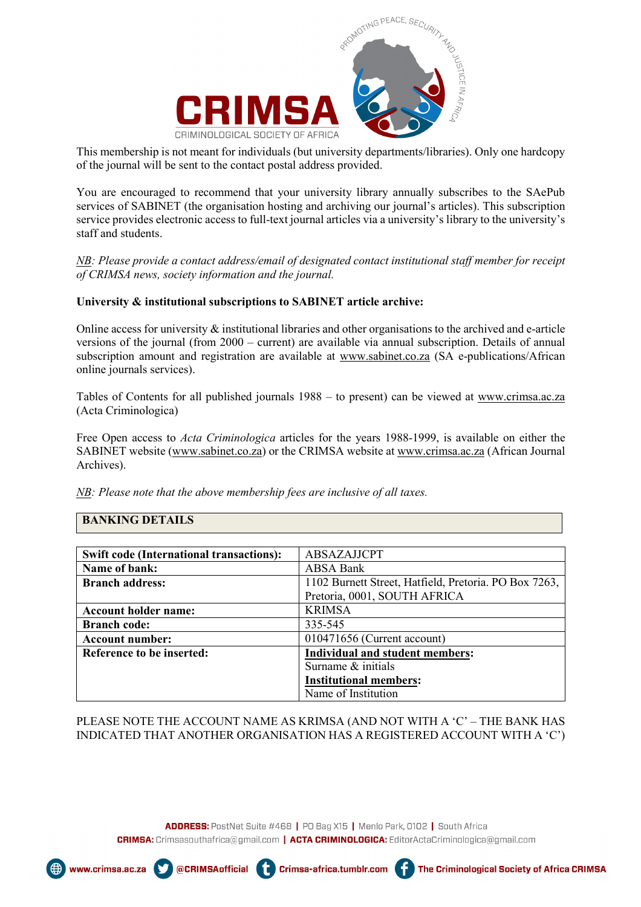This membership is not meant for individuals (but university departments/libraries). Only one hardcopy of the journal will be sent to the contact postal address provided.

You are encouraged to recommend that your university library annually subscribes to the SAePub services of SABINET (the organisation hosting and archiving our journal's articles). This subscription service provides electronic access to full-text journal articles via a university's library to the university's staff and students.

*NB: Please provide a contact address/email of designated contact institutional staff member for receipt of CRIMSA news, society information and the journal.*

**University & institutional subscriptions to SABINET article archive:**

Online access for university & institutional libraries and other organisations to the archived and e-article versions of the journal (from 2000 – current) are available via annual subscription. Details of annual subscription amount and registration are available at www.sabinet.co.za (SA e-publications/African online journals services).

Tables of Contents for all published journals 1988 – to present) can be viewed at www.crimsa.ac.za (Acta Criminologica)

Free Open access to *Acta Criminologica* articles for the years 1988-1999, is available on either the SABINET website (www.sabinet.co.za) or the CRIMSA website at www.crimsa.ac.za (African Journal Archives).

*NB: Please note that the above membership fees are inclusive of all taxes.*

**BANKING DETAILS**

| | |
|---|---|
| **Swift code (International transactions):** | ABSAZAJJCPT |
| **Name of bank:** | ABSA Bank |
| **Branch address:** | 1102 Burnett Street, Hatfield, Pretoria. PO Box 7263, Pretoria, 0001, SOUTH AFRICA |
| **Account holder name:** | KRIMSA |
| **Branch code:** | 335-545 |
| **Account number:** | 010471656 (Current account) |
| **Reference to be inserted:** | **Individual and student members:** Surname & initials **Institutional members:** Name of Institution |

PLEASE NOTE THE ACCOUNT NAME AS KRIMSA (AND NOT WITH A 'C' – THE BANK HAS INDICATED THAT ANOTHER ORGANISATION HAS A REGISTERED ACCOUNT WITH A 'C')